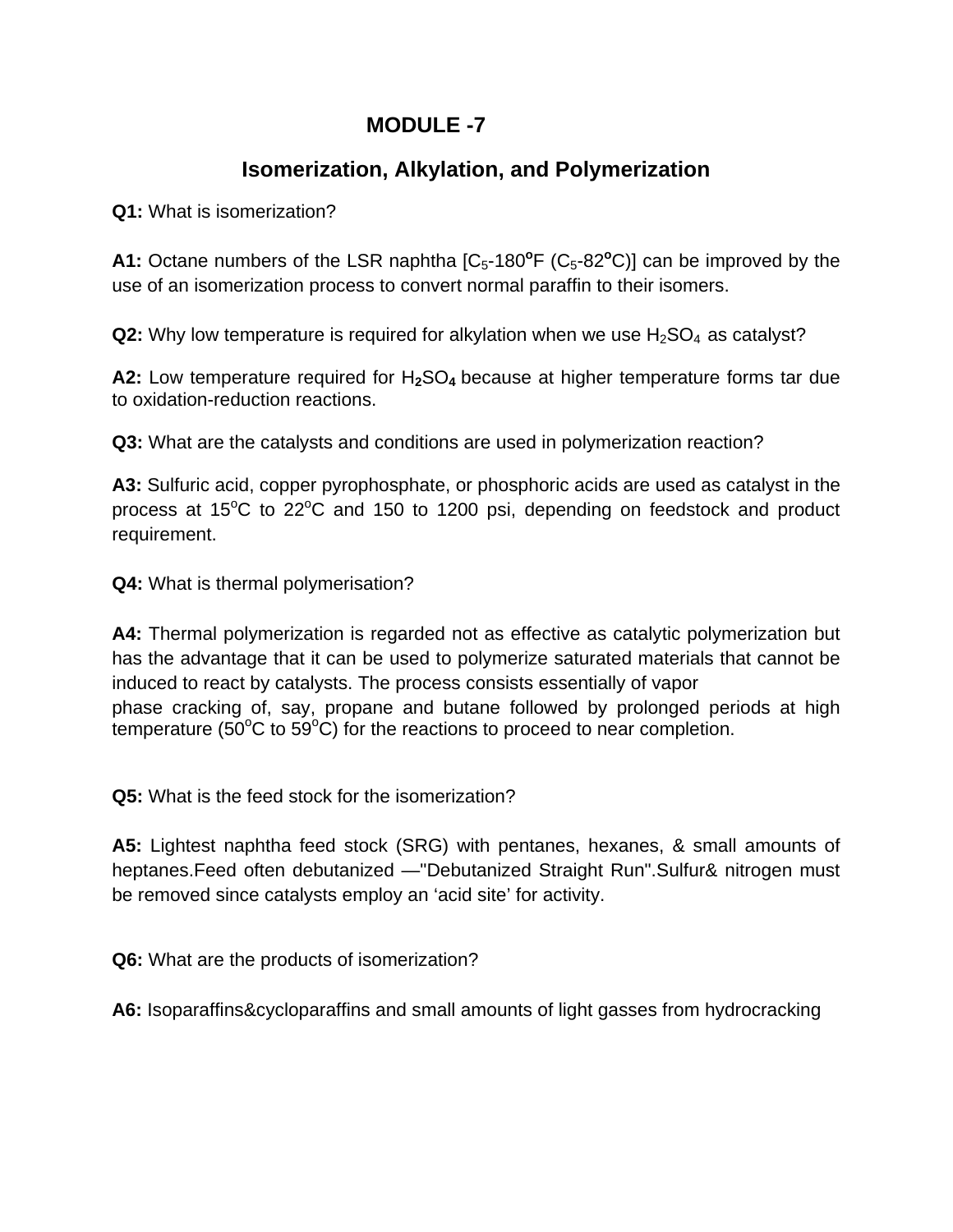# MODULE -7

## Isomerization, Alkylation, and Polymerization

**Q1:** What is isomerization?

**A1:** Octane numbers of the LSR naphtha [$C_5$-180°F ($C_5$-82°C)] can be improved by the use of an isomerization process to convert normal paraffin to their isomers.

**Q2:** Why low temperature is required for alkylation when we use $H_2SO_4$ as catalyst?

**A2:** Low temperature required for $H_2SO_4$ because at higher temperature forms tar due to oxidation-reduction reactions.

**Q3:** What are the catalysts and conditions are used in polymerization reaction?

**A3:** Sulfuric acid, copper pyrophosphate, or phosphoric acids are used as catalyst in the process at 15°C to 22°C and 150 to 1200 psi, depending on feedstock and product requirement.

**Q4:** What is thermal polymerisation?

**A4:** Thermal polymerization is regarded not as effective as catalytic polymerization but has the advantage that it can be used to polymerize saturated materials that cannot be induced to react by catalysts. The process consists essentially of vapor phase cracking of, say, propane and butane followed by prolonged periods at high temperature (50°C to 59°C) for the reactions to proceed to near completion.

**Q5:** What is the feed stock for the isomerization?

**A5:** Lightest naphtha feed stock (SRG) with pentanes, hexanes, & small amounts of heptanes.Feed often debutanized —"Debutanized Straight Run".Sulfur& nitrogen must be removed since catalysts employ an 'acid site' for activity.

**Q6:** What are the products of isomerization?

**A6:** Isoparaffins&cycloparaffins and small amounts of light gasses from hydrocracking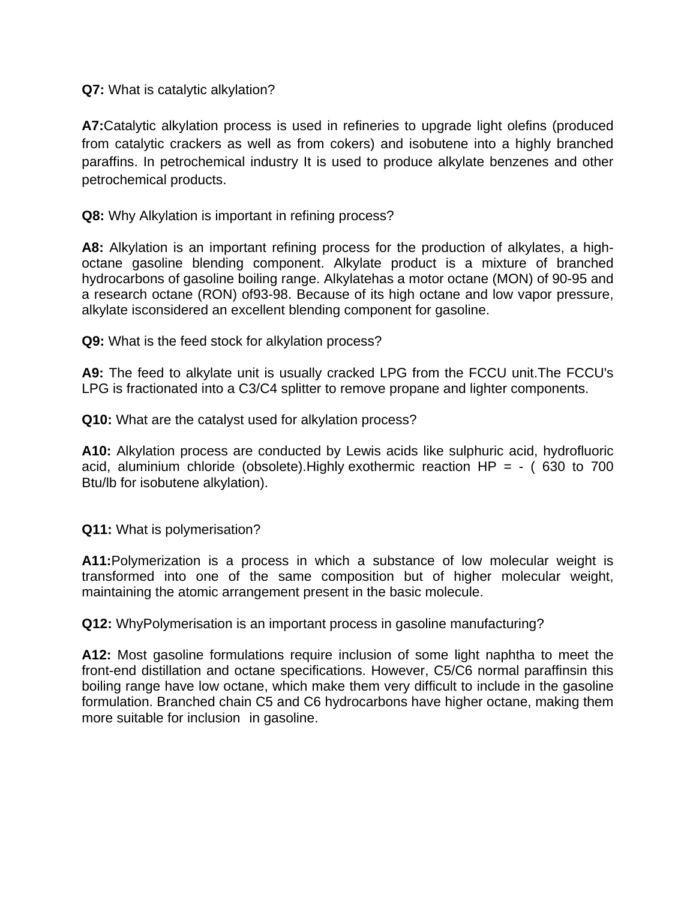**Q7:** What is catalytic alkylation?

**A7:**Catalytic alkylation process is used in refineries to upgrade light olefins (produced from catalytic crackers as well as from cokers) and isobutene into a highly branched paraffins. In petrochemical industry It is used to produce alkylate benzenes and other petrochemical products.

**Q8:** Why Alkylation is important in refining process?

**A8:** Alkylation is an important refining process for the production of alkylates, a high-octane gasoline blending component. Alkylate product is a mixture of branched hydrocarbons of gasoline boiling range. Alkylatehas a motor octane (MON) of 90-95 and a research octane (RON) of93-98. Because of its high octane and low vapor pressure, alkylate isconsidered an excellent blending component for gasoline.

**Q9:** What is the feed stock for alkylation process?

**A9:** The feed to alkylate unit is usually cracked LPG from the FCCU unit.The FCCU's LPG is fractionated into a C3/C4 splitter to remove propane and lighter components.

**Q10:** What are the catalyst used for alkylation process?

**A10:** Alkylation process are conducted by Lewis acids like sulphuric acid, hydrofluoric acid, aluminium chloride (obsolete).Highly exothermic reaction HP = - ( 630 to 700 Btu/lb for isobutene alkylation).

**Q11:** What is polymerisation?

**A11:**Polymerization is a process in which a substance of low molecular weight is transformed into one of the same composition but of higher molecular weight, maintaining the atomic arrangement present in the basic molecule.

**Q12:** WhyPolymerisation is an important process in gasoline manufacturing?

**A12:** Most gasoline formulations require inclusion of some light naphtha to meet the front-end distillation and octane specifications. However, C5/C6 normal paraffinsin this boiling range have low octane, which make them very difficult to include in the gasoline formulation. Branched chain C5 and C6 hydrocarbons have higher octane, making them more suitable for inclusion in gasoline.